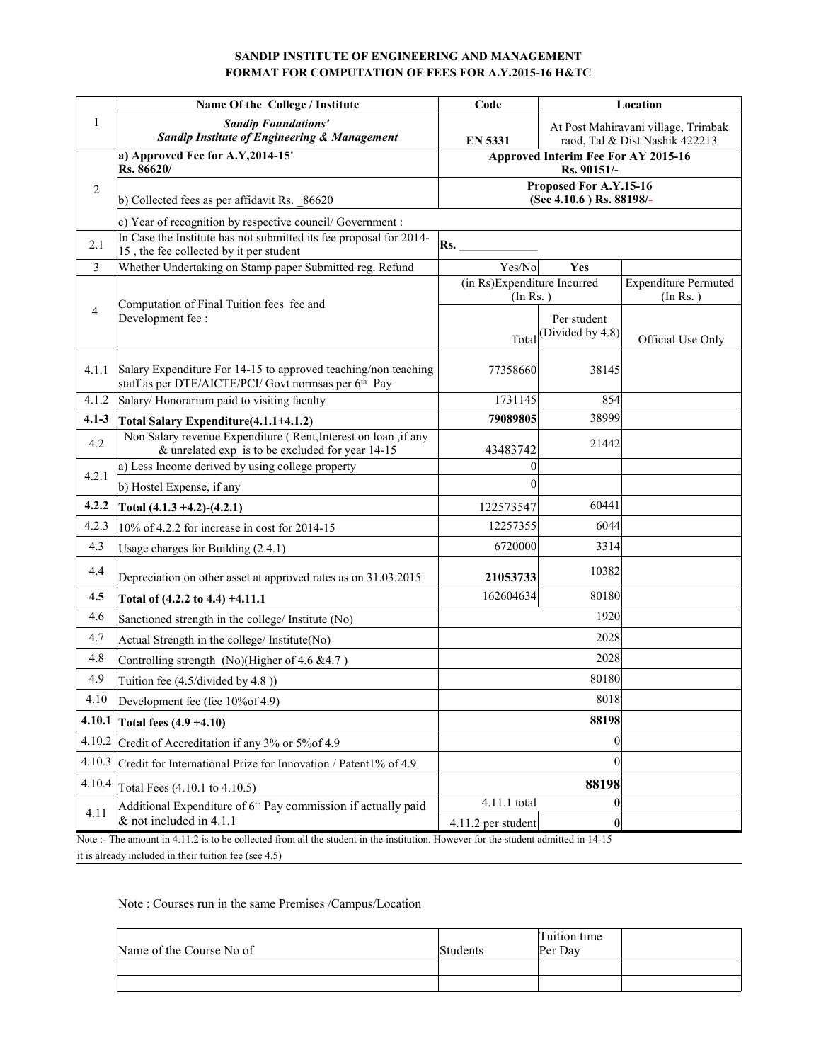**SANDIP INSTITUTE OF ENGINEERING AND MANAGEMENT**
**FORMAT FOR COMPUTATION OF FEES FOR A.Y.2015-16 H&TC**

| | Name Of the College / Institute | Code | | Location |
|---|---|---|---|---|
| 1 | ***Sandip Foundations'*** ***Sandip Institute of Engineering & Management*** | **EN 5331** | At Post Mahiravani village, Trimbak raod, Tal & Dist Nashik 422213 | |
| 2 | **a) Approved Fee for A.Y,2014-15' Rs. 86620/** | **Approved Interim Fee For AY 2015-16 Rs. 90151/-** | | |
| | b) Collected fees as per affidavit Rs. _86620 | **Proposed For A.Y.15-16 (See 4.10.6 ) Rs. 88198/-** | | |
| | c) Year of recognition by respective council/ Government : | | | |
| 2.1 | In Case the Institute has not submitted its fee proposal for 2014-15 , the fee collected by it per student | Rs. ____________ | | |
| 3 | Whether Undertaking on Stamp paper Submitted reg. Refund | Yes/No | **Yes** | |
| 4 | Computation of Final Tuition fees fee and Development fee : | (in Rs)Expenditure Incurred (In Rs. ) | | Expenditure Permuted (In Rs. ) |
| | | Total | Per student (Divided by 4.8) | Official Use Only |
| 4.1.1 | Salary Expenditure For 14-15 to approved teaching/non teaching staff as per DTE/AICTE/PCI/ Govt normsas per 6th Pay | 77358660 | 38145 | |
| 4.1.2 | Salary/ Honorarium paid to visiting faculty | 1731145 | 854 | |
| **4.1-3** | **Total Salary Expenditure(4.1.1+4.1.2)** | **79089805** | 38999 | |
| 4.2 | Non Salary revenue Expenditure ( Rent,Interest on loan ,if any & unrelated exp is to be excluded for year 14-15 | 43483742 | 21442 | |
| 4.2.1 | a) Less Income derived by using college property | 0 | | |
| | b) Hostel Expense, if any | 0 | | |
| **4.2.2** | **Total (4.1.3 +4.2)-(4.2.1)** | 122573547 | 60441 | |
| 4.2.3 | 10% of 4.2.2 for increase in cost for 2014-15 | 12257355 | 6044 | |
| 4.3 | Usage charges for Building (2.4.1) | 6720000 | 3314 | |
| 4.4 | Depreciation on other asset at approved rates as on 31.03.2015 | **21053733** | 10382 | |
| **4.5** | **Total of (4.2.2 to 4.4) +4.11.1** | 162604634 | 80180 | |
| 4.6 | Sanctioned strength in the college/ Institute (No) | | 1920 | |
| 4.7 | Actual Strength in the college/ Institute(No) | | 2028 | |
| 4.8 | Controlling strength (No)(Higher of 4.6 &4.7 ) | | 2028 | |
| 4.9 | Tuition fee (4.5/divided by 4.8 )) | | 80180 | |
| 4.10 | Development fee (fee 10%of 4.9) | | 8018 | |
| **4.10.1** | **Total fees (4.9 +4.10)** | | **88198** | |
| 4.10.2 | Credit of Accreditation if any 3% or 5%of 4.9 | | 0 | |
| 4.10.3 | Credit for International Prize for Innovation / Patent1% of 4.9 | | 0 | |
| 4.10.4 | Total Fees (4.10.1 to 4.10.5) | | **88198** | |
| 4.11 | Additional Expenditure of 6th Pay commission if actually paid & not included in 4.1.1 | 4.11.1 total | **0** | |
| | | 4.11.2 per student | **0** | |

Note :- The amount in 4.11.2 is to be collected from all the student in the institution. However for the student admitted in 14-15 it is already included in their tuition fee (see 4.5)

Note : Courses run in the same Premises /Campus/Location

| Name of the Course No of | Students | Tuition time Per Day | |
|---|---|---|---|
| | | | |
| | | | |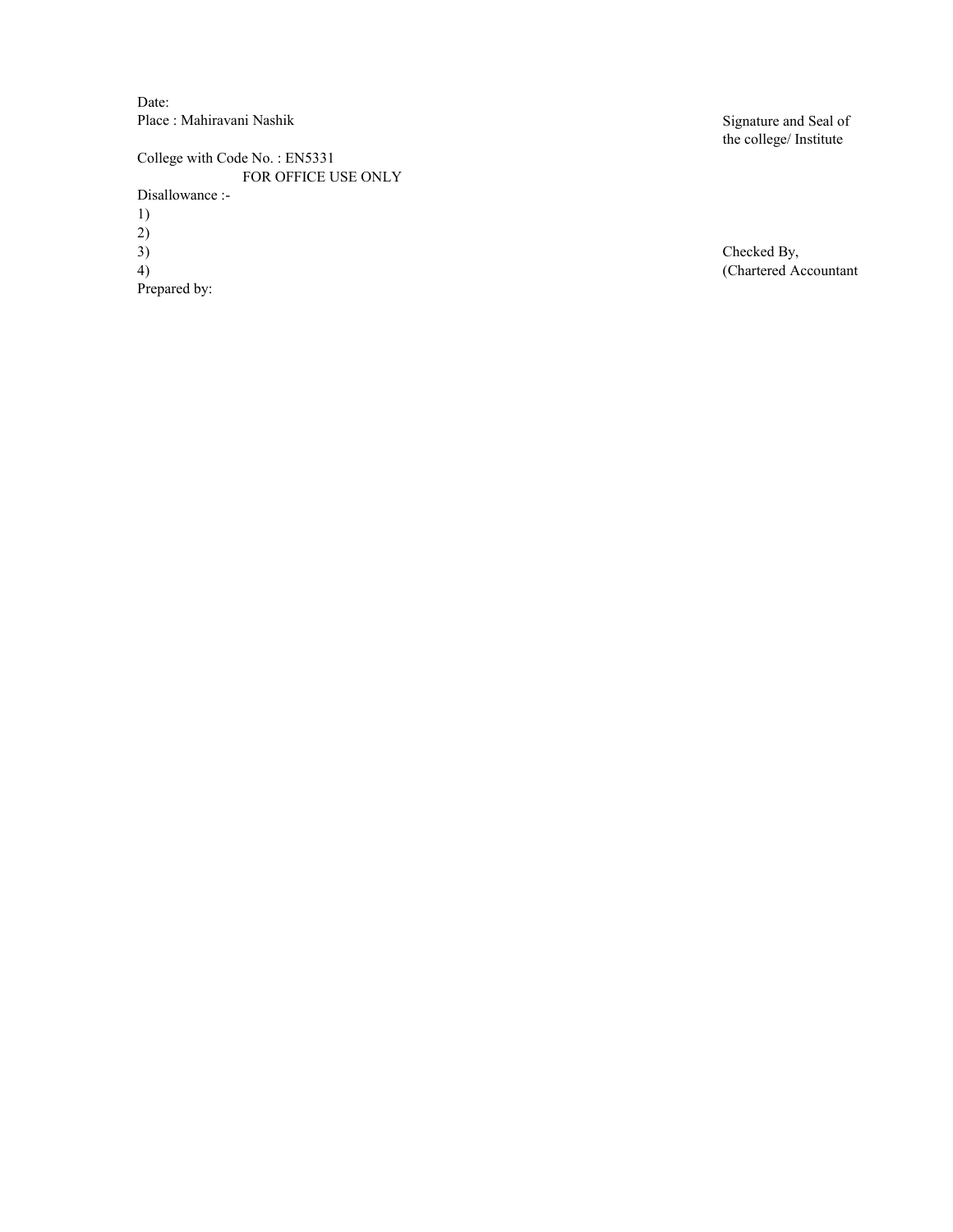Date:

Place : Mahiravani Nashik

Signature and Seal of
the college/ Institute

College with Code No. : EN5331

FOR OFFICE USE ONLY

Disallowance :-

1)

2)

3)

4)

Prepared by:

Checked By,
(Chartered Accountant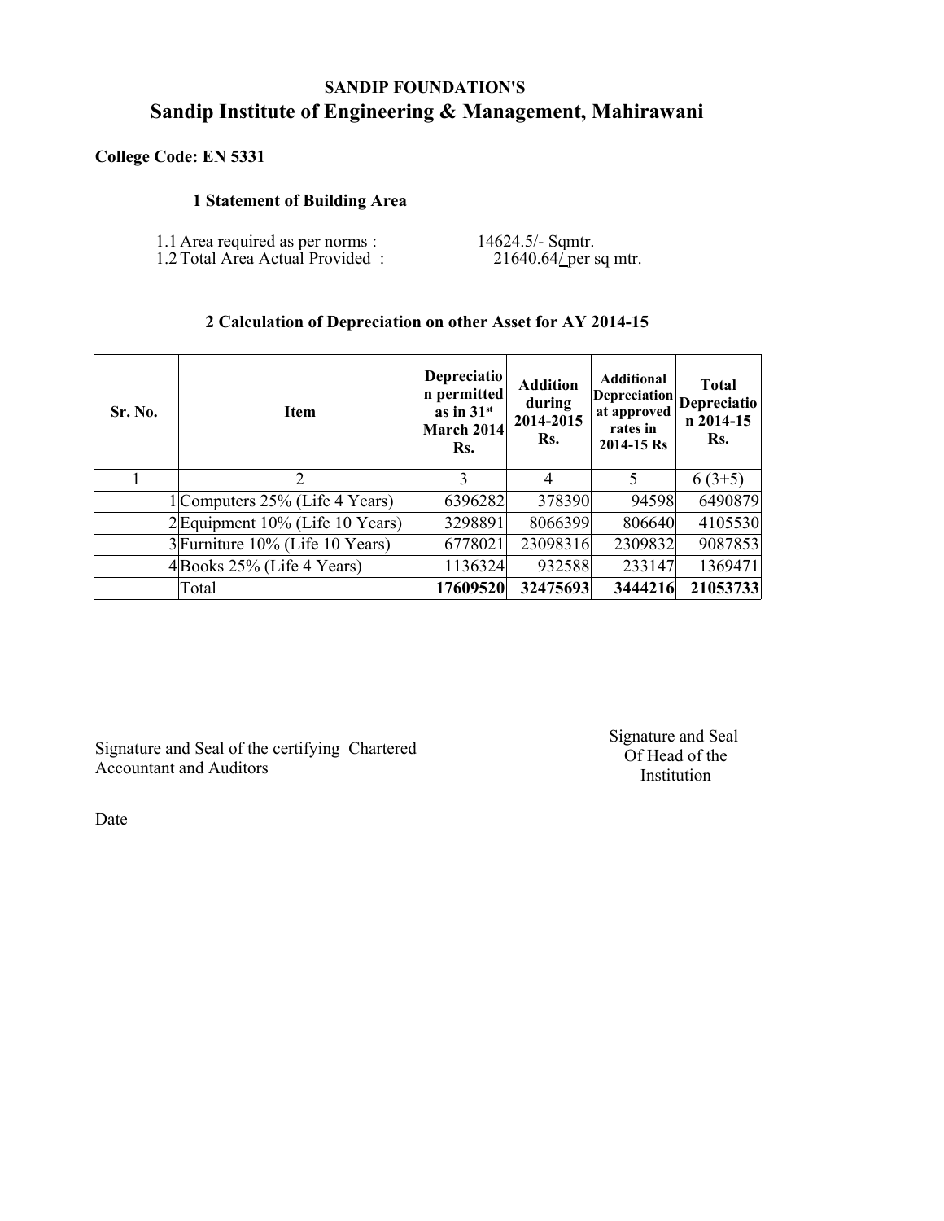**SANDIP FOUNDATION'S**

# Sandip Institute of Engineering & Management, Mahirawani

**College Code: EN 5331**

### 1 Statement of Building Area

1.1 Area required as per norms : 14624.5/- Sqmtr.
1.2 Total Area Actual Provided : 21640.64/ per sq mtr.

### 2 Calculation of Depreciation on other Asset for AY 2014-15

| Sr. No. | Item | Depreciation permitted as in 31st March 2014 Rs. | Addition during 2014-2015 Rs. | Additional Depreciation at approved rates in 2014-15 Rs | Total Depreciation 2014-15 Rs. |
|---|---|---|---|---|---|
| 1 | 2 | 3 | 4 | 5 | 6 (3+5) |
| 1 | Computers 25% (Life 4 Years) | 6396282 | 378390 | 94598 | 6490879 |
| 2 | Equipment 10% (Life 10 Years) | 3298891 | 8066399 | 806640 | 4105530 |
| 3 | Furniture 10% (Life 10 Years) | 6778021 | 23098316 | 2309832 | 9087853 |
| 4 | Books 25% (Life 4 Years) | 1136324 | 932588 | 233147 | 1369471 |
| | Total | **17609520** | **32475693** | **3444216** | **21053733** |

Signature and Seal of the certifying Chartered Accountant and Auditors

Signature and Seal Of Head of the Institution

Date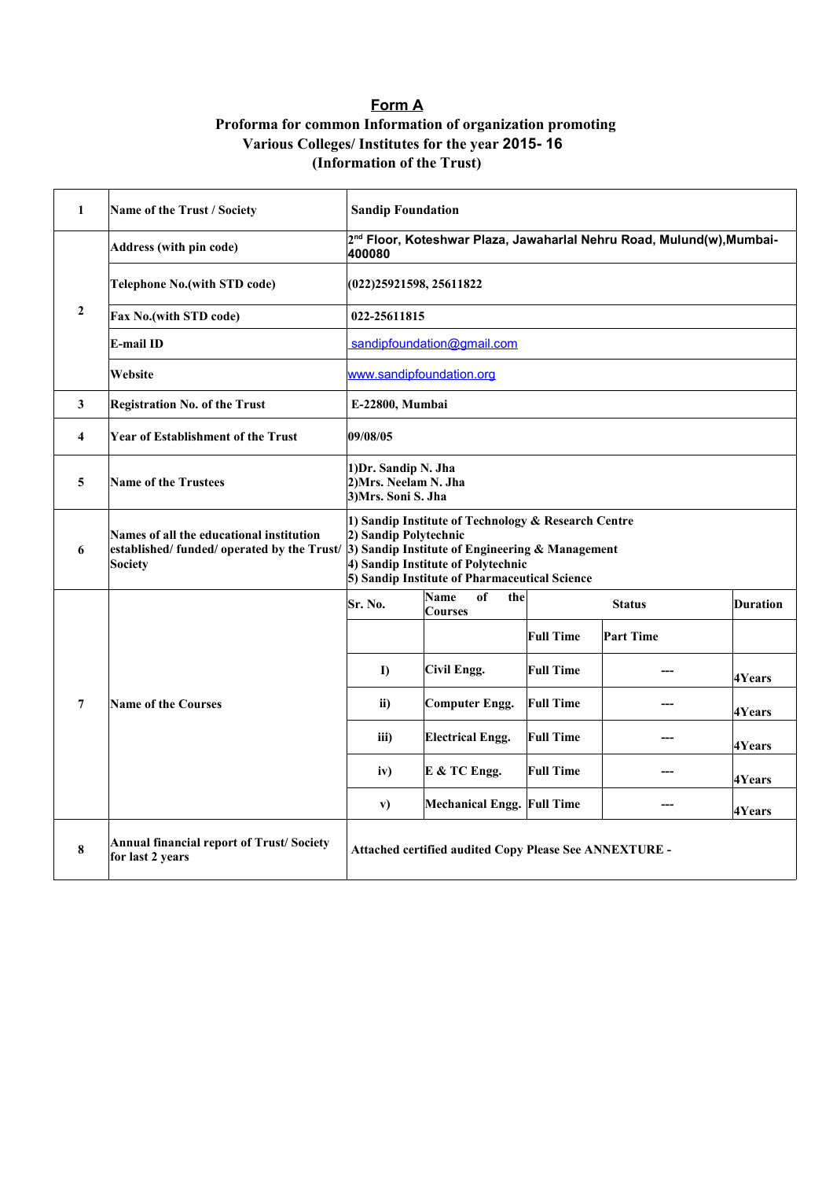# Form A

**Proforma for common Information of organization promoting Various Colleges/ Institutes for the year 2015- 16 (Information of the Trust)**

| | | | | | | |
|---|---|---|---|---|---|---|
| 1 | Name of the Trust / Society | Sandip Foundation | | | | |
| 2 | Address (with pin code) | 2nd Floor, Koteshwar Plaza, Jawaharlal Nehru Road, Mulund(w),Mumbai-400080 | | | | |
| | Telephone No.(with STD code) | (022)25921598, 25611822 | | | | |
| | Fax No.(with STD code) | 022-25611815 | | | | |
| | E-mail ID | sandipfoundation@gmail.com | | | | |
| | Website | www.sandipfoundation.org | | | | |
| 3 | Registration No. of the Trust | E-22800, Mumbai | | | | |
| 4 | Year of Establishment of the Trust | 09/08/05 | | | | |
| 5 | Name of the Trustees | 1)Dr. Sandip N. Jha<br>2)Mrs. Neelam N. Jha<br>3)Mrs. Soni S. Jha | | | | |
| 6 | Names of all the educational institution established/ funded/ operated by the Trust/ Society | 1) Sandip Institute of Technology & Research Centre<br>2) Sandip Polytechnic<br>3) Sandip Institute of Engineering & Management<br>4) Sandip Institute of Polytechnic<br>5) Sandip Institute of Pharmaceutical Science | | | | |
| 7 | Name of the Courses | Sr. No. | Name of the Courses | Status | | Duration |
| | | | | Full Time | Part Time | |
| | | I) | Civil Engg. | Full Time | --- | 4Years |
| | | ii) | Computer Engg. | Full Time | --- | 4Years |
| | | iii) | Electrical Engg. | Full Time | --- | 4Years |
| | | iv) | E & TC Engg. | Full Time | --- | 4Years |
| | | v) | Mechanical Engg. | Full Time | --- | 4Years |
| 8 | Annual financial report of Trust/ Society for last 2 years | Attached certified audited Copy Please See ANNEXTURE - | | | | |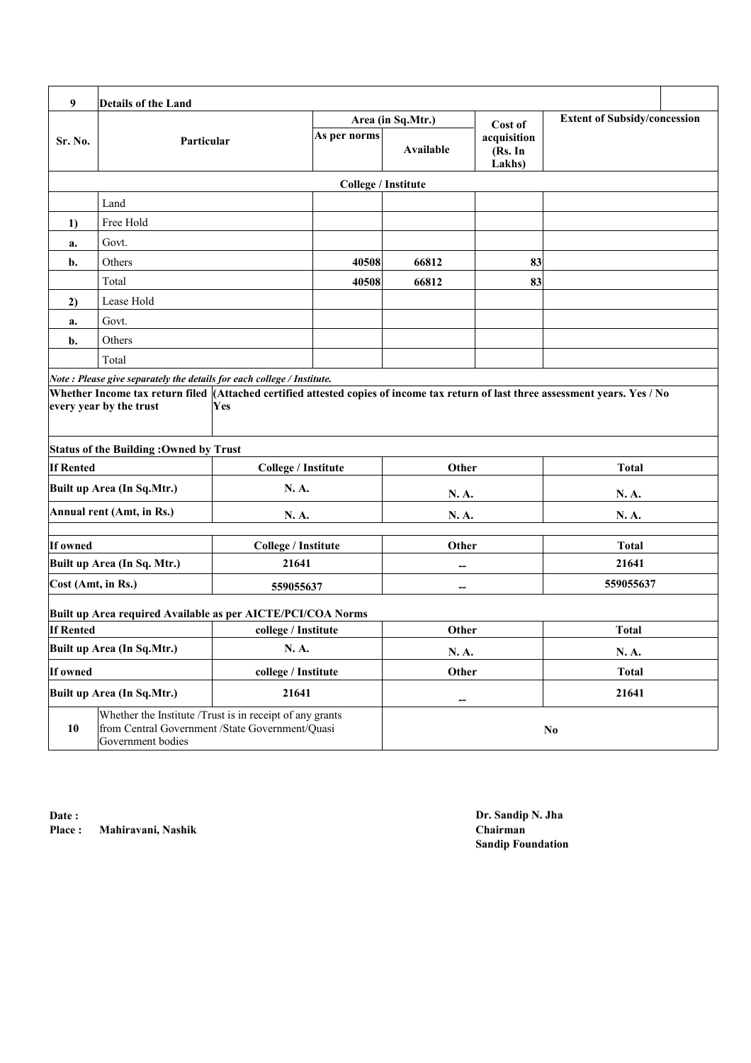| 9 | Details of the Land | | | | |
|---|---|---|---|---|---|
| Sr. No. | Particular | Area (in Sq.Mtr.) | | Cost of acquisition (Rs. In Lakhs) | Extent of Subsidy/concession |
| | | As per norms | Available | | |
| | | College / Institute | | | |
| | Land | | | | |
| 1) | Free Hold | | | | |
| a. | Govt. | | | | |
| b. | Others | 40508 | 66812 | 83 | |
| | Total | 40508 | 66812 | 83 | |
| 2) | Lease Hold | | | | |
| a. | Govt. | | | | |
| b. | Others | | | | |
| | Total | | | | |

*Note : Please give separately the details for each college / Institute.*

| Whether Income tax return filed every year by the trust | (Attached certified attested copies of income tax return of last three assessment years. Yes / No<br>Yes |
|---|---|

**Status of the Building :Owned by Trust**

| If Rented | College / Institute | Other | Total |
|---|---|---|---|
| Built up Area (In Sq.Mtr.) | N. A. | N. A. | N. A. |
| Annual rent (Amt, in Rs.) | N. A. | N. A. | N. A. |

| If owned | College / Institute | Other | Total |
|---|---|---|---|
| Built up Area (In Sq. Mtr.) | 21641 | -- | 21641 |
| Cost (Amt, in Rs.) | 559055637 | -- | 559055637 |

**Built up Area required Available as per AICTE/PCI/COA Norms**

| If Rented | college / Institute | Other | Total |
|---|---|---|---|
| Built up Area (In Sq.Mtr.) | N. A. | N. A. | N. A. |
| If owned | college / Institute | Other | Total |
| Built up Area (In Sq.Mtr.) | 21641 | -- | 21641 |

| 10 | Whether the Institute /Trust is in receipt of any grants from Central Government /State Government/Quasi Government bodies | No |
|---|---|---|

**Date :**
**Place : Mahiravani, Nashik**

**Dr. Sandip N. Jha**
**Chairman**
**Sandip Foundation**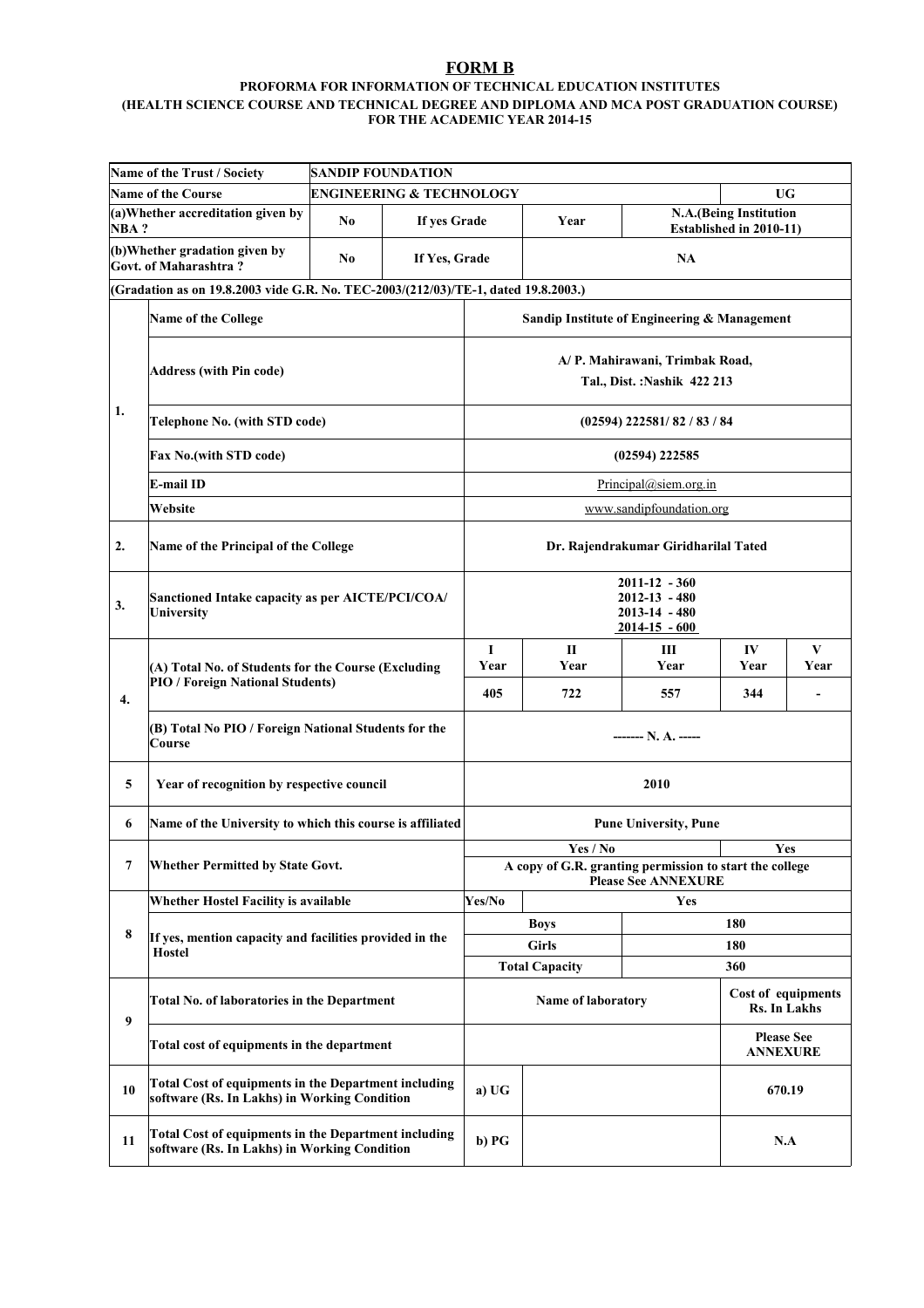# FORM B

### PROFORMA FOR INFORMATION OF TECHNICAL EDUCATION INSTITUTES
### (HEALTH SCIENCE COURSE AND TECHNICAL DEGREE AND DIPLOMA AND MCA POST GRADUATION COURSE)
### FOR THE ACADEMIC YEAR 2014-15

| Name of the Trust / Society | SANDIP FOUNDATION | | | | |
|---|---|---|---|---|---|
| Name of the Course | ENGINEERING & TECHNOLOGY | | | | UG |
| (a)Whether accreditation given by NBA ? | No | If yes Grade | Year | N.A.(Being Institution Established in 2010-11) | |
| (b)Whether gradation given by Govt. of Maharashtra ? | No | If Yes, Grade | NA | | |

(Gradation as on 19.8.2003 vide G.R. No. TEC-2003/(212/03)/TE-1, dated 19.8.2003.)

| | | | | | | |
|---|---|---|---|---|---|---|
| 1. | Name of the College | Sandip Institute of Engineering & Management | | | | |
| | Address (with Pin code) | A/ P. Mahirawani, Trimbak Road, Tal., Dist. :Nashik 422 213 | | | | |
| | Telephone No. (with STD code) | (02594) 222581/ 82 / 83 / 84 | | | | |
| | Fax No.(with STD code) | (02594) 222585 | | | | |
| | E-mail ID | Principal@siem.org.in | | | | |
| | Website | www.sandipfoundation.org | | | | |
| 2. | Name of the Principal of the College | Dr. Rajendrakumar Giridharilal Tated | | | | |
| 3. | Sanctioned Intake capacity as per AICTE/PCI/COA/ University | 2011-12 - 360<br>2012-13 - 480<br>2013-14 - 480<br>2014-15 - 600 | | | | |
| 4. | (A) Total No. of Students for the Course (Excluding PIO / Foreign National Students) | I Year | II Year | III Year | IV Year | V Year |
| | | 405 | 722 | 557 | 344 | - |
| | (B) Total No PIO / Foreign National Students for the Course | ------- N. A. ----- | | | | |
| 5 | Year of recognition by respective council | 2010 | | | | |
| 6 | Name of the University to which this course is affiliated | Pune University, Pune | | | | |
| 7 | Whether Permitted by State Govt. | Yes / No | | | Yes | |
| | | A copy of G.R. granting permission to start the college Please See ANNEXURE | | | | |
| 8 | Whether Hostel Facility is available | Yes/No | Yes | | | |
| | If yes, mention capacity and facilities provided in the Hostel | | Boys | 180 | | |
| | | | Girls | 180 | | |
| | | | Total Capacity | 360 | | |
| 9 | Total No. of laboratories in the Department | Name of laboratory | | | Cost of equipments Rs. In Lakhs | |
| | Total cost of equipments in the department | | | | Please See ANNEXURE | |
| 10 | Total Cost of equipments in the Department including software (Rs. In Lakhs) in Working Condition | a) UG | | | 670.19 | |
| 11 | Total Cost of equipments in the Department including software (Rs. In Lakhs) in Working Condition | b) PG | | | N.A | |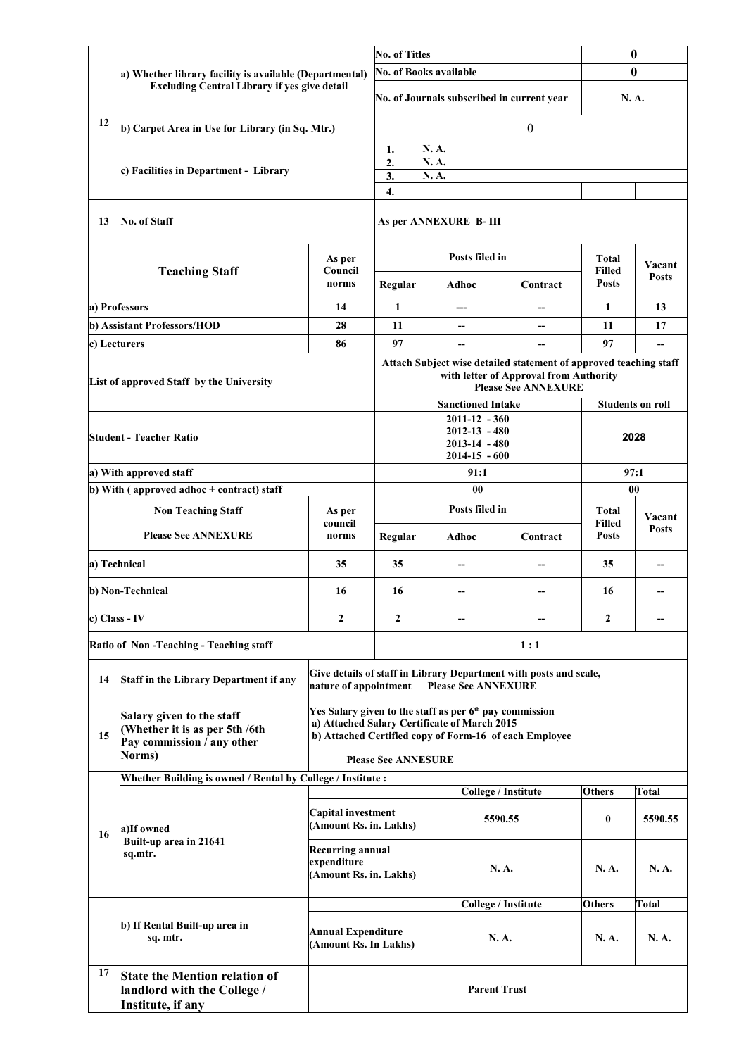| | | | | | | |
|---|---|---|---|---|---|---|
| 12 | a) Whether library facility is available (Departmental) Excluding Central Library if yes give detail | | No. of Titles | | | 0 |
| | | | No. of Books available | | | 0 |
| | | | No. of Journals subscribed in current year | | | N. A. |
| | b) Carpet Area in Use for Library (in Sq. Mtr.) | | 0 | | | |
| | c) Facilities in Department - Library | | 1. N. A. | | | |
| | | | 2. N. A. | | | |
| | | | 3. N. A. | | | |
| | | | 4. | | | |
| 13 | No. of Staff | | As per ANNEXURE B- III | | | |

| Teaching Staff | As per Council norms | Posts filed in: Regular | Adhoc | Contract | Total Filled Posts | Vacant Posts |
|---|---|---|---|---|---|---|
| a) Professors | 14 | 1 | --- | -- | 1 | 13 |
| b) Assistant Professors/HOD | 28 | 11 | -- | -- | 11 | 17 |
| c) Lecturers | 86 | 97 | -- | -- | 97 | -- |
| List of approved Staff by the University | | Attach Subject wise detailed statement of approved teaching staff with letter of Approval from Authority Please See ANNEXURE | | | | |
| | | Sanctioned Intake | | | Students on roll | |
| Student - Teacher Ratio | | 2011-12 - 360<br>2012-13 - 480<br>2013-14 - 480<br>2014-15 - 600 | | | 2028 | |
| a) With approved staff | | 91:1 | | | 97:1 | |
| b) With ( approved adhoc + contract) staff | | 00 | | | 00 | |

| Non Teaching Staff<br>Please See ANNEXURE | As per council norms | Posts filed in: Regular | Adhoc | Contract | Total Filled Posts | Vacant Posts |
|---|---|---|---|---|---|---|
| a) Technical | 35 | 35 | -- | -- | 35 | -- |
| b) Non-Technical | 16 | 16 | -- | -- | 16 | -- |
| c) Class - IV | 2 | 2 | -- | -- | 2 | -- |
| Ratio of Non -Teaching - Teaching staff | | 1 : 1 | | | | |

| | | |
|---|---|---|
| 14 | Staff in the Library Department if any | Give details of staff in Library Department with posts and scale, nature of appointment Please See ANNEXURE |
| 15 | Salary given to the staff (Whether it is as per 5th /6th Pay commission / any other Norms) | Yes Salary given to the staff as per 6th pay commission<br>a) Attached Salary Certificate of March 2015<br>b) Attached Certified copy of Form-16 of each Employee<br>Please See ANNESURE |

| | | | | | |
|---|---|---|---|---|---|
| 16 | Whether Building is owned / Rental by College / Institute : | | | | |
| | a)If owned Built-up area in 21641 sq.mtr. | | College / Institute | Others | Total |
| | | Capital investment (Amount Rs. in. Lakhs) | 5590.55 | 0 | 5590.55 |
| | | Recurring annual expenditure (Amount Rs. in. Lakhs) | N. A. | N. A. | N. A. |
| | b) If Rental Built-up area in sq. mtr. | | College / Institute | Others | Total |
| | | Annual Expenditure (Amount Rs. In Lakhs) | N. A. | N. A. | N. A. |
| 17 | State the Mention relation of landlord with the College / Institute, if any | Parent Trust | | | |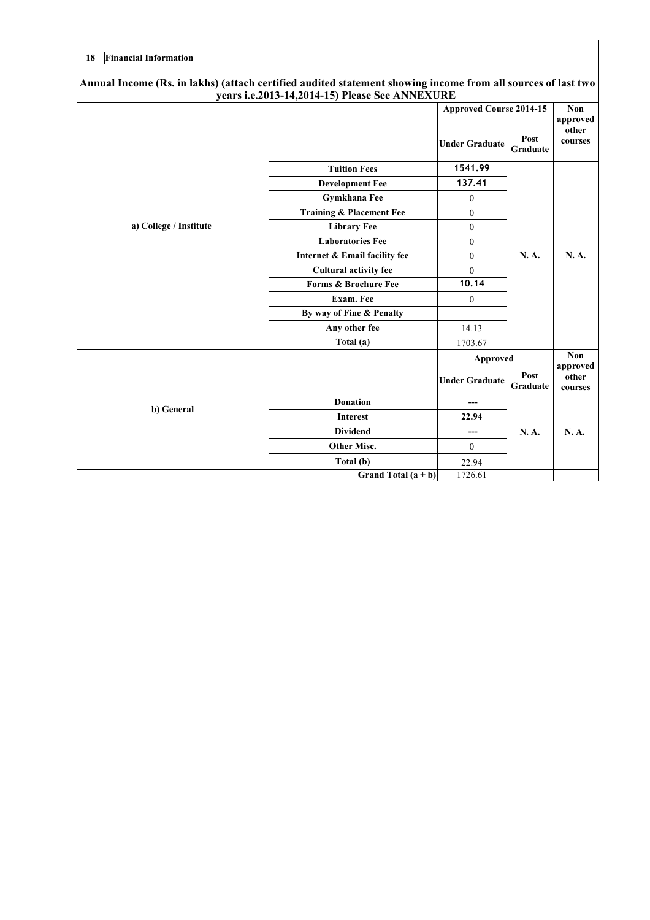| 18 | Financial Information |
|---|---|

**Annual Income (Rs. in lakhs) (attach certified audited statement showing income from all sources of last two years i.e.2013-14,2014-15) Please See ANNEXURE**

| | | Approved Course 2014-15 | | Non approved other courses |
|---|---|---|---|---|
| | | Under Graduate | Post Graduate | |
| a) College / Institute | Tuition Fees | 1541.99 | N. A. | N. A. |
| | Development Fee | 137.41 | | |
| | Gymkhana Fee | 0 | | |
| | Training & Placement Fee | 0 | | |
| | Library Fee | 0 | | |
| | Laboratories Fee | 0 | | |
| | Internet & Email facility fee | 0 | | |
| | Cultural activity fee | 0 | | |
| | Forms & Brochure Fee | 10.14 | | |
| | Exam. Fee | 0 | | |
| | By way of Fine & Penalty | | | |
| | Any other fee | 14.13 | | |
| | Total (a) | 1703.67 | | |
| | | Approved | | Non approved other courses |
| | | Under Graduate | Post Graduate | |
| b) General | Donation | --- | N. A. | N. A. |
| | Interest | 22.94 | | |
| | Dividend | --- | | |
| | Other Misc. | 0 | | |
| | Total (b) | 22.94 | | |
| | Grand Total (a + b) | 1726.61 | | |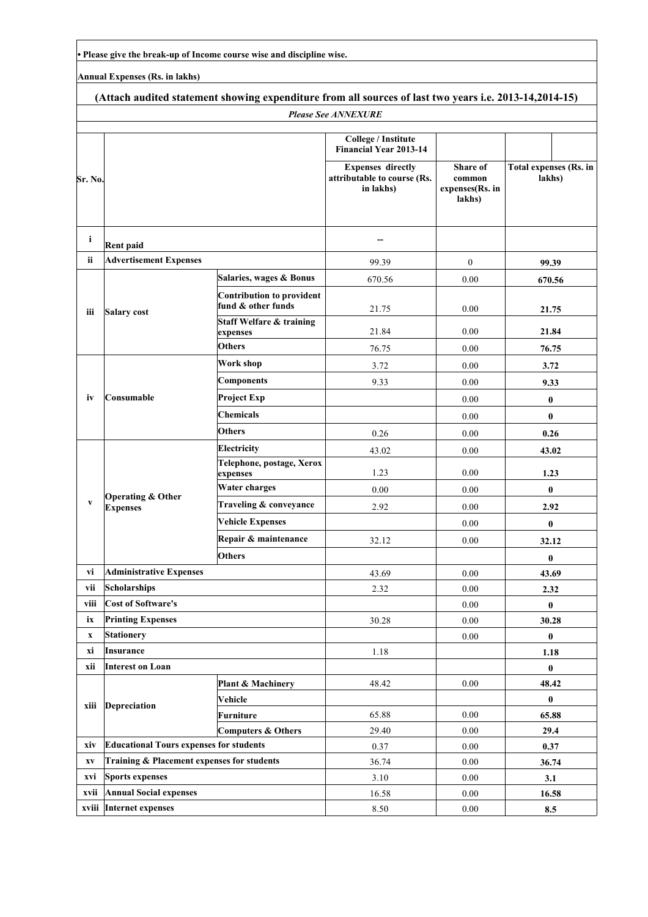• Please give the break-up of Income course wise and discipline wise.

**Annual Expenses (Rs. in lakhs)**

**(Attach audited statement showing expenditure from all sources of last two years i.e. 2013-14,2014-15)**

*Please See ANNEXURE*

| Sr. No. | | | College / Institute Financial Year 2013-14 | | |
|---|---|---|---|---|---|
| | | | Expenses directly attributable to course (Rs. in lakhs) | Share of common expenses(Rs. in lakhs) | Total expenses (Rs. in lakhs) |
| i | Rent paid | | -- | | |
| ii | Advertisement Expenses | | 99.39 | 0 | 99.39 |
| iii | Salary cost | Salaries, wages & Bonus | 670.56 | 0.00 | 670.56 |
| | | Contribution to provident fund & other funds | 21.75 | 0.00 | 21.75 |
| | | Staff Welfare & training expenses | 21.84 | 0.00 | 21.84 |
| | | Others | 76.75 | 0.00 | 76.75 |
| iv | Consumable | Work shop | 3.72 | 0.00 | 3.72 |
| | | Components | 9.33 | 0.00 | 9.33 |
| | | Project Exp | | 0.00 | 0 |
| | | Chemicals | | 0.00 | 0 |
| | | Others | 0.26 | 0.00 | 0.26 |
| v | Operating & Other Expenses | Electricity | 43.02 | 0.00 | 43.02 |
| | | Telephone, postage, Xerox expenses | 1.23 | 0.00 | 1.23 |
| | | Water charges | 0.00 | 0.00 | 0 |
| | | Traveling & conveyance | 2.92 | 0.00 | 2.92 |
| | | Vehicle Expenses | | 0.00 | 0 |
| | | Repair & maintenance | 32.12 | 0.00 | 32.12 |
| | | Others | | | 0 |
| vi | Administrative Expenses | | 43.69 | 0.00 | 43.69 |
| vii | Scholarships | | 2.32 | 0.00 | 2.32 |
| viii | Cost of Software's | | | 0.00 | 0 |
| ix | Printing Expenses | | 30.28 | 0.00 | 30.28 |
| x | Stationery | | | 0.00 | 0 |
| xi | Insurance | | 1.18 | | 1.18 |
| xii | Interest on Loan | | | | 0 |
| xiii | Depreciation | Plant & Machinery | 48.42 | 0.00 | 48.42 |
| | | Vehicle | | | 0 |
| | | Furniture | 65.88 | 0.00 | 65.88 |
| | | Computers & Others | 29.40 | 0.00 | 29.4 |
| xiv | Educational Tours expenses for students | | 0.37 | 0.00 | 0.37 |
| xv | Training & Placement expenses for students | | 36.74 | 0.00 | 36.74 |
| xvi | Sports expenses | | 3.10 | 0.00 | 3.1 |
| xvii | Annual Social expenses | | 16.58 | 0.00 | 16.58 |
| xviii | Internet expenses | | 8.50 | 0.00 | 8.5 |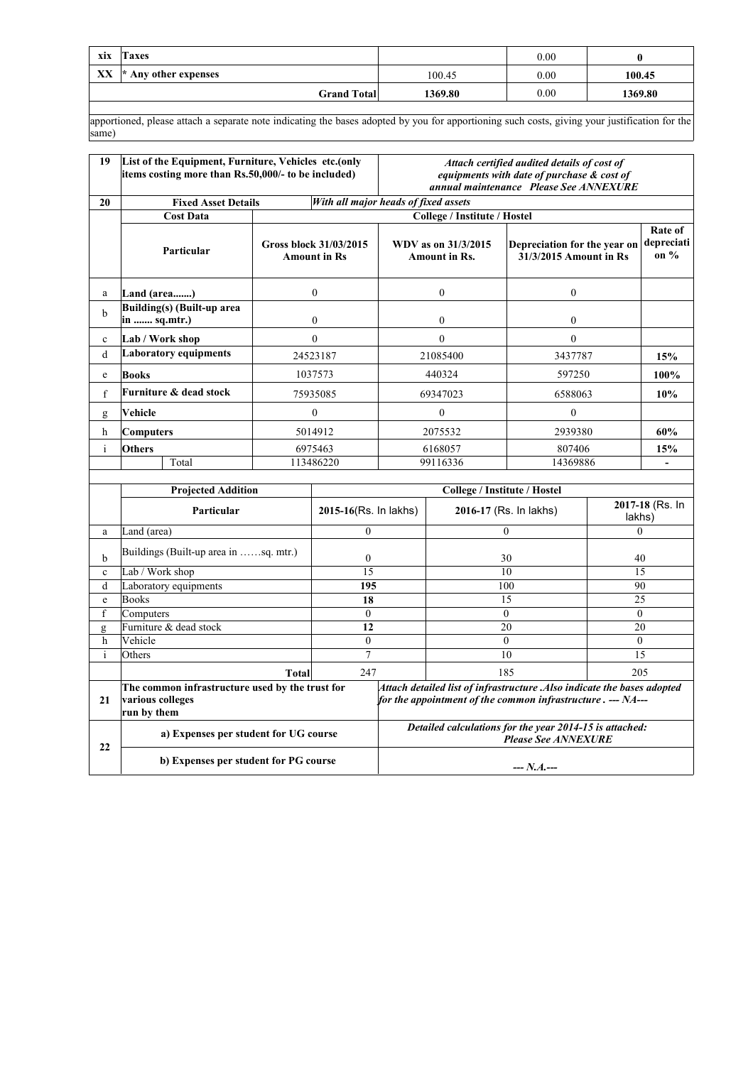| xix | Taxes | | 0.00 | 0 |
|---|---|---|---|---|
| XX | * Any other expenses | 100.45 | 0.00 | 100.45 |
| | **Grand Total** | **1369.80** | 0.00 | **1369.80** |

apportioned, please attach a separate note indicating the bases adopted by you for apportioning such costs, giving your justification for the same)

| 19 | **List of the Equipment, Furniture, Vehicles etc.(only items costing more than Rs.50,000/- to be included)** | ***Attach certified audited details of cost of equipments with date of purchase & cost of annual maintenance Please See ANNEXURE*** |
|---|---|---|

| 20 | **Fixed Asset Details** | ***With all major heads of fixed assets*** | | | |
|---|---|---|---|---|---|
| | **Cost Data** | **College / Institute / Hostel** | | | |
| | **Particular** | **Gross block 31/03/2015 Amount in Rs** | **WDV as on 31/3/2015 Amount in Rs.** | **Depreciation for the year on 31/3/2015 Amount in Rs** | **Rate of depreciation %** |
| a | **Land (area.......)** | 0 | 0 | 0 | |
| b | **Building(s) (Built-up area in ....... sq.mtr.)** | 0 | 0 | 0 | |
| c | **Lab / Work shop** | 0 | 0 | 0 | |
| d | **Laboratory equipments** | 24523187 | 21085400 | 3437787 | **15%** |
| e | **Books** | 1037573 | 440324 | 597250 | **100%** |
| f | **Furniture & dead stock** | 75935085 | 69347023 | 6588063 | **10%** |
| g | **Vehicle** | 0 | 0 | 0 | |
| h | **Computers** | 5014912 | 2075532 | 2939380 | **60%** |
| i | **Others** | 6975463 | 6168057 | 807406 | **15%** |
| | Total | 113486220 | 99116336 | 14369886 | **-** |

| | **Projected Addition** | **College / Institute / Hostel** | | |
|---|---|---|---|---|
| | **Particular** | **2015-16**(Rs. In lakhs) | **2016-17** (Rs. In lakhs) | **2017-18** (Rs. In lakhs) |
| a | Land (area) | 0 | 0 | 0 |
| b | Buildings (Built-up area in ……sq. mtr.) | 0 | 30 | 40 |
| c | Lab / Work shop | 15 | 10 | 15 |
| d | Laboratory equipments | **195** | 100 | 90 |
| e | Books | **18** | 15 | 25 |
| f | Computers | 0 | 0 | 0 |
| g | Furniture & dead stock | **12** | 20 | 20 |
| h | Vehicle | 0 | 0 | 0 |
| i | Others | 7 | 10 | 15 |
| | **Total** | 247 | 185 | 205 |

| 21 | **The common infrastructure used by the trust for various colleges run by them** | ***Attach detailed list of infrastructure .Also indicate the bases adopted for the appointment of the common infrastructure . --- NA---*** |
|---|---|---|
| 22 | **a) Expenses per student for UG course** | ***Detailed calculations for the year 2014-15 is attached: Please See ANNEXURE*** |
| | **b) Expenses per student for PG course** | ***--- N.A.---*** |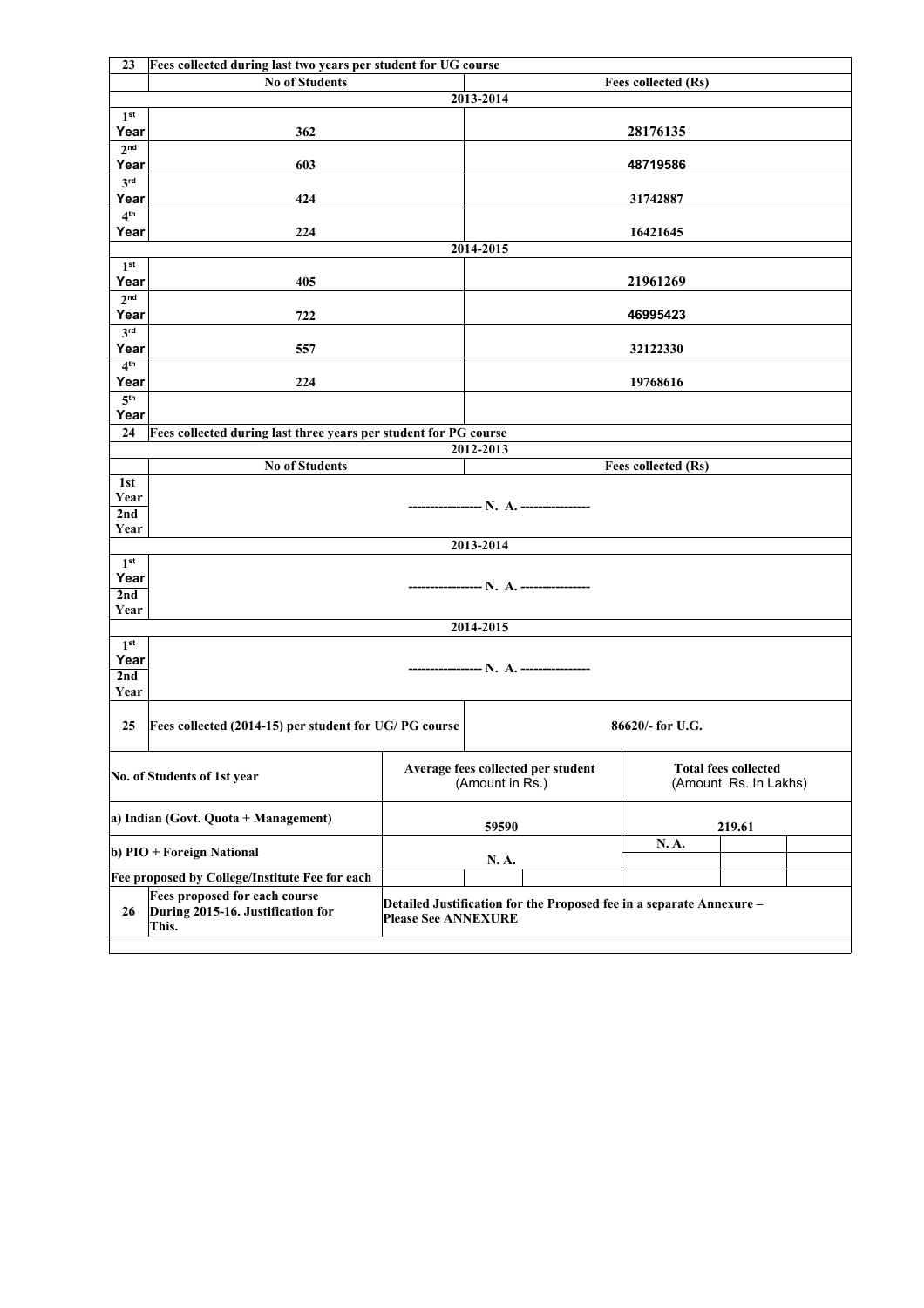| 23 | Fees collected during last two years per student for UG course | |
|---|---|---|
| | No of Students | Fees collected (Rs) |
| | 2013-2014 | |
| 1st Year | 362 | 28176135 |
| 2nd Year | 603 | 48719586 |
| 3rd Year | 424 | 31742887 |
| 4th Year | 224 | 16421645 |
| | 2014-2015 | |
| 1st Year | 405 | 21961269 |
| 2nd Year | 722 | 46995423 |
| 3rd Year | 557 | 32122330 |
| 4th Year | 224 | 19768616 |
| 5th Year | | |

| 24 | Fees collected during last three years per student for PG course | |
|---|---|---|
| | 2012-2013 | |
| | No of Students | Fees collected (Rs) |
| 1st Year | ----------------- N. A. ---------------- | |
| 2nd Year | | |
| | 2013-2014 | |
| 1st Year | ----------------- N. A. ---------------- | |
| 2nd Year | | |
| | 2014-2015 | |
| 1st Year | ----------------- N. A. ---------------- | |
| 2nd Year | | |

| 25 | Fees collected (2014-15) per student for UG/ PG course | 86620/- for U.G. |
|---|---|---|

| No. of Students of 1st year | Average fees collected per student (Amount in Rs.) | Total fees collected (Amount Rs. In Lakhs) |
|---|---|---|
| a) Indian (Govt. Quota + Management) | 59590 | 219.61 |
| b) PIO + Foreign National | N. A. | N. A. |
| Fee proposed by College/Institute Fee for each | | |

| 26 | Fees proposed for each course During 2015-16. Justification for This. | Detailed Justification for the Proposed fee in a separate Annexure – Please See ANNEXURE |
|---|---|---|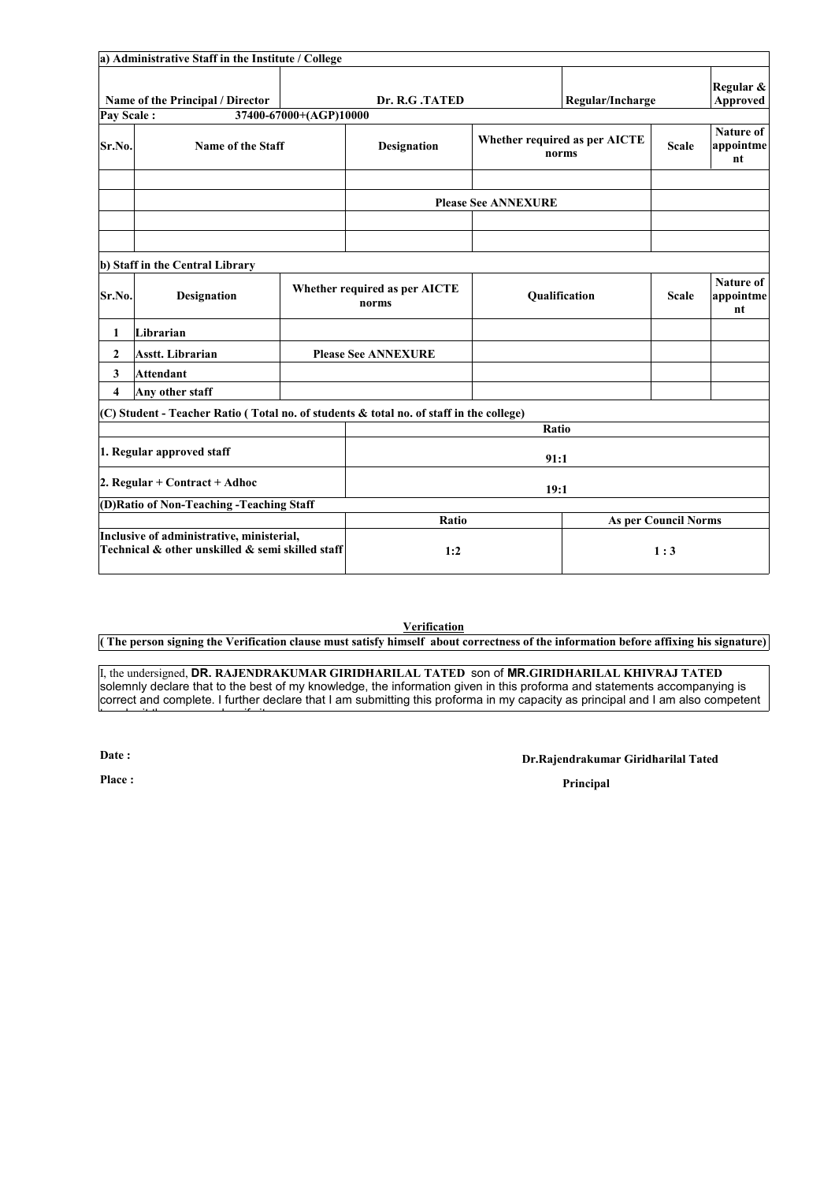**a) Administrative Staff in the Institute / College**

| Name of the Principal / Director | Dr. R.G .TATED | Regular/Incharge | Regular & Approved |
|---|---|---|---|

**Pay Scale :** 37400-67000+(AGP)10000

| Sr.No. | Name of the Staff | Designation | Whether required as per AICTE norms | Scale | Nature of appointment |
|---|---|---|---|---|---|
| | | | | | |
| | | Please See ANNEXURE | | | |
| | | | | | |
| | | | | | |

**b) Staff in the Central Library**

| Sr.No. | Designation | Whether required as per AICTE norms | Qualification | Scale | Nature of appointment |
|---|---|---|---|---|---|
| 1 | Librarian | | | | |
| 2 | Asstt. Librarian | Please See ANNEXURE | | | |
| 3 | Attendant | | | | |
| 4 | Any other staff | | | | |

**(C) Student - Teacher Ratio ( Total no. of students & total no. of staff in the college)**

| | Ratio |
|---|---|
| 1. Regular approved staff | 91:1 |
| 2. Regular + Contract + Adhoc | 19:1 |

**(D)Ratio of Non-Teaching -Teaching Staff**

| | Ratio | As per Council Norms |
|---|---|---|
| Inclusive of administrative, ministerial, Technical & other unskilled & semi skilled staff | 1:2 | 1 : 3 |

**Verification**

**( The person signing the Verification clause must satisfy himself about correctness of the information before affixing his signature)**

I, the undersigned, **DR. RAJENDRAKUMAR GIRIDHARILAL TATED** son of **MR.GIRIDHARILAL KHIVRAJ TATED** solemnly declare that to the best of my knowledge, the information given in this proforma and statements accompanying is correct and complete. I further declare that I am submitting this proforma in my capacity as principal and I am also competent

**Date :**

**Place :**

**Dr.Rajendrakumar Giridharilal Tated**

**Principal**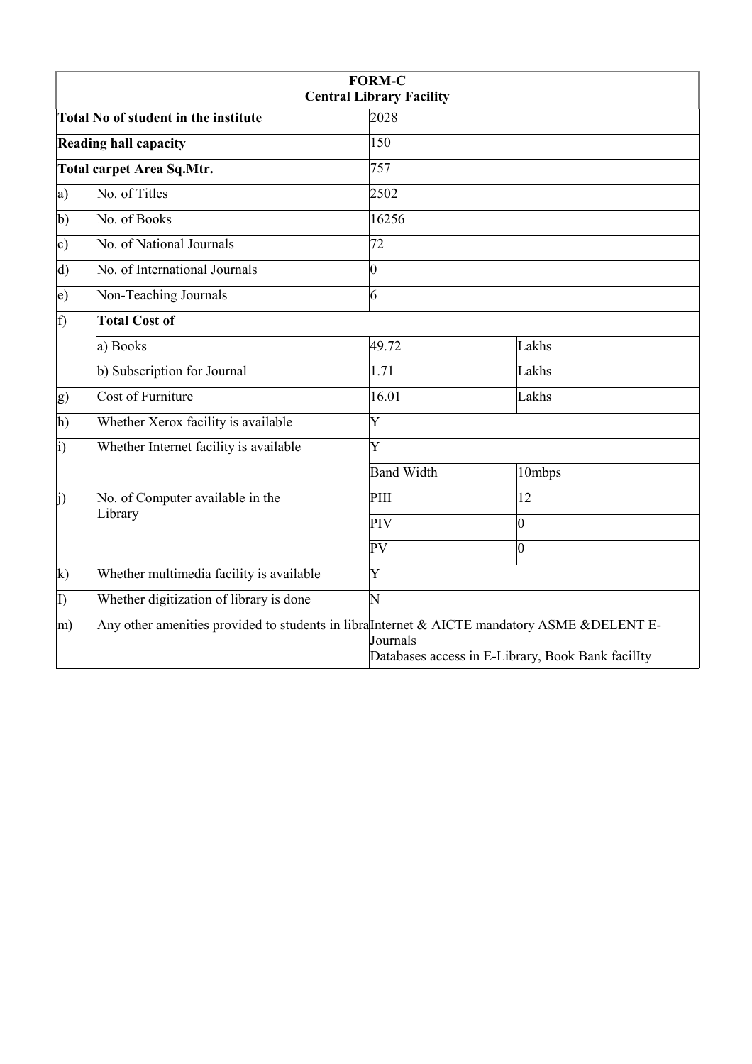| FORM-C<br>Central Library Facility | | | |
|---|---|---|---|
| **Total No of student in the institute** | | 2028 | |
| **Reading hall capacity** | | 150 | |
| **Total carpet Area Sq.Mtr.** | | 757 | |
| a) | No. of Titles | 2502 | |
| b) | No. of Books | 16256 | |
| c) | No. of National Journals | 72 | |
| d) | No. of International Journals | 0 | |
| e) | Non-Teaching Journals | 6 | |
| f) | **Total Cost of** | | |
| | a) Books | 49.72 | Lakhs |
| | b) Subscription for Journal | 1.71 | Lakhs |
| g) | Cost of Furniture | 16.01 | Lakhs |
| h) | Whether Xerox facility is available | Y | |
| i) | Whether Internet facility is available | Y | |
| | | Band Width | 10mbps |
| j) | No. of Computer available in the Library | PIII | 12 |
| | | PIV | 0 |
| | | PV | 0 |
| k) | Whether multimedia facility is available | Y | |
| I) | Whether digitization of library is done | N | |
| m) | Any other amenities provided to students in libra | Internet & AICTE mandatory ASME &DELENT E-Journals<br>Databases access in E-Library, Book Bank facilIty | |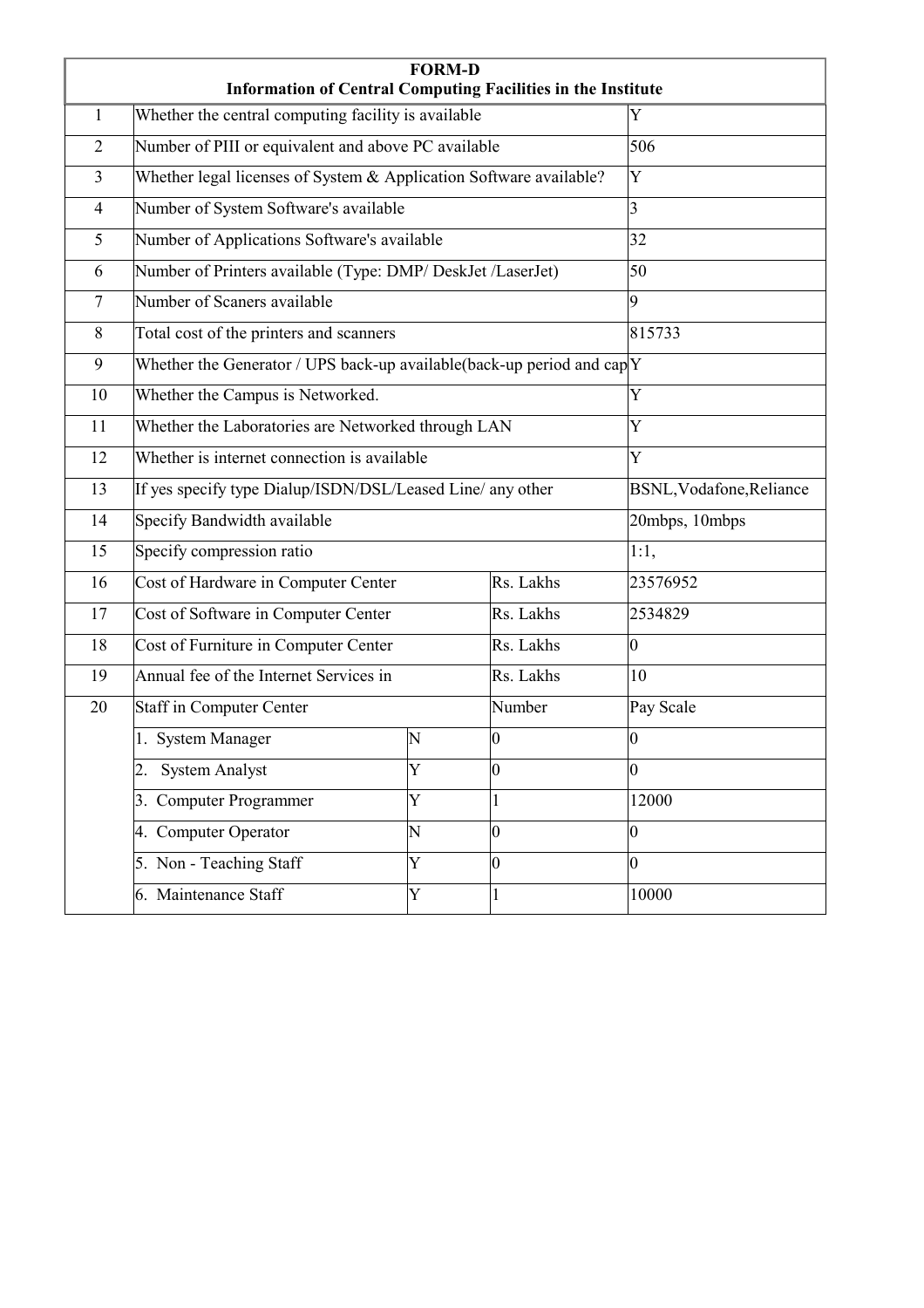**FORM-D**
**Information of Central Computing Facilities in the Institute**

| | | | | |
|---|---|---|---|---|
| 1 | Whether the central computing facility is available | | | Y |
| 2 | Number of PIII or equivalent and above PC available | | | 506 |
| 3 | Whether legal licenses of System & Application Software available? | | | Y |
| 4 | Number of System Software's available | | | 3 |
| 5 | Number of Applications Software's available | | | 32 |
| 6 | Number of Printers available (Type: DMP/ DeskJet /LaserJet) | | | 50 |
| 7 | Number of Scaners available | | | 9 |
| 8 | Total cost of the printers and scanners | | | 815733 |
| 9 | Whether the Generator / UPS back-up available(back-up period and cap | | | Y |
| 10 | Whether the Campus is Networked. | | | Y |
| 11 | Whether the Laboratories are Networked through LAN | | | Y |
| 12 | Whether is internet connection is available | | | Y |
| 13 | If yes specify type Dialup/ISDN/DSL/Leased Line/ any other | | | BSNL,Vodafone,Reliance |
| 14 | Specify Bandwidth available | | | 20mbps, 10mbps |
| 15 | Specify compression ratio | | | 1:1, |
| 16 | Cost of Hardware in Computer Center | | Rs. Lakhs | 23576952 |
| 17 | Cost of Software in Computer Center | | Rs. Lakhs | 2534829 |
| 18 | Cost of Furniture in Computer Center | | Rs. Lakhs | 0 |
| 19 | Annual fee of the Internet Services in | | Rs. Lakhs | 10 |
| 20 | Staff in Computer Center | | Number | Pay Scale |
| | 1. System Manager | N | 0 | 0 |
| | 2. System Analyst | Y | 0 | 0 |
| | 3. Computer Programmer | Y | 1 | 12000 |
| | 4. Computer Operator | N | 0 | 0 |
| | 5. Non - Teaching Staff | Y | 0 | 0 |
| | 6. Maintenance Staff | Y | 1 | 10000 |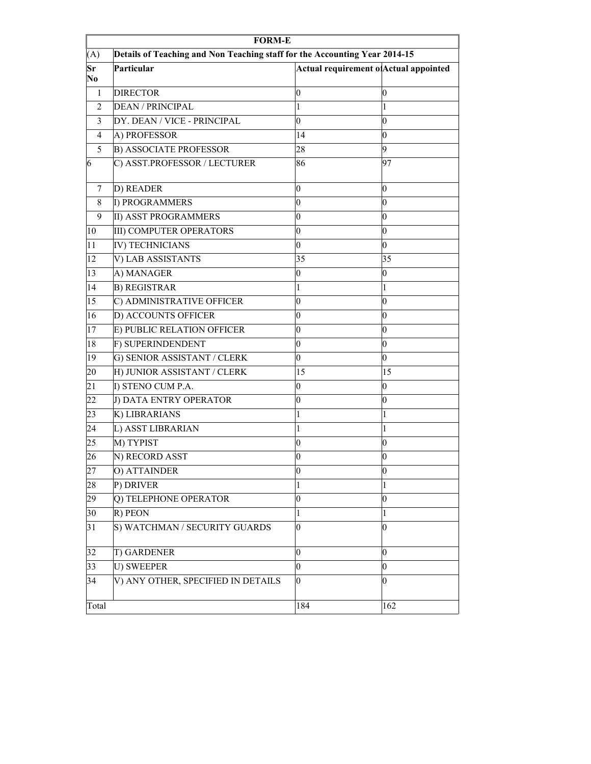| FORM-E | | | |
|---|---|---|---|
| (A) | Details of Teaching and Non Teaching staff for the Accounting Year 2014-15 | | |
| **Sr No** | **Particular** | **Actual requirement o** | **Actual appointed** |
| 1 | DIRECTOR | 0 | 0 |
| 2 | DEAN / PRINCIPAL | 1 | 1 |
| 3 | DY. DEAN / VICE - PRINCIPAL | 0 | 0 |
| 4 | A) PROFESSOR | 14 | 0 |
| 5 | B) ASSOCIATE PROFESSOR | 28 | 9 |
| 6 | C) ASST.PROFESSOR / LECTURER | 86 | 97 |
| 7 | D) READER | 0 | 0 |
| 8 | I) PROGRAMMERS | 0 | 0 |
| 9 | II) ASST PROGRAMMERS | 0 | 0 |
| 10 | III) COMPUTER OPERATORS | 0 | 0 |
| 11 | IV) TECHNICIANS | 0 | 0 |
| 12 | V) LAB ASSISTANTS | 35 | 35 |
| 13 | A) MANAGER | 0 | 0 |
| 14 | B) REGISTRAR | 1 | 1 |
| 15 | C) ADMINISTRATIVE OFFICER | 0 | 0 |
| 16 | D) ACCOUNTS OFFICER | 0 | 0 |
| 17 | E) PUBLIC RELATION OFFICER | 0 | 0 |
| 18 | F) SUPERINDENDENT | 0 | 0 |
| 19 | G) SENIOR ASSISTANT / CLERK | 0 | 0 |
| 20 | H) JUNIOR ASSISTANT / CLERK | 15 | 15 |
| 21 | I) STENO CUM P.A. | 0 | 0 |
| 22 | J) DATA ENTRY OPERATOR | 0 | 0 |
| 23 | K) LIBRARIANS | 1 | 1 |
| 24 | L) ASST LIBRARIAN | 1 | 1 |
| 25 | M) TYPIST | 0 | 0 |
| 26 | N) RECORD ASST | 0 | 0 |
| 27 | O) ATTAINDER | 0 | 0 |
| 28 | P) DRIVER | 1 | 1 |
| 29 | Q) TELEPHONE OPERATOR | 0 | 0 |
| 30 | R) PEON | 1 | 1 |
| 31 | S) WATCHMAN / SECURITY GUARDS | 0 | 0 |
| 32 | T) GARDENER | 0 | 0 |
| 33 | U) SWEEPER | 0 | 0 |
| 34 | V) ANY OTHER, SPECIFIED IN DETAILS | 0 | 0 |
| Total | | 184 | 162 |